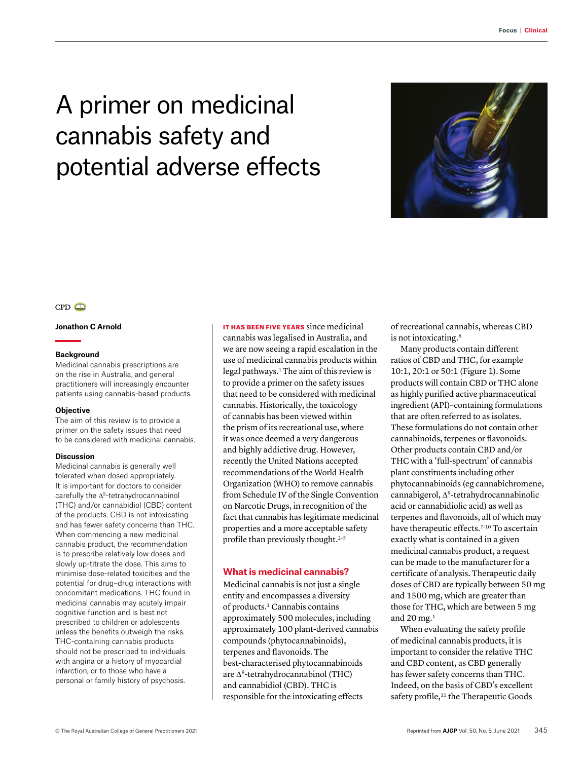# A primer on medicinal cannabis safety and potential adverse effects

CPD

**Jonathon C Arnold**

### Background

Medicinal cannabis prescriptions are on the rise in Australia, and general practitioners will increasingly encounter patients using cannabis-based products.

### Objective

The aim of this review is to provide a primer on the safety issues that need to be considered with medicinal cannabis.

### Discussion

Medicinal cannabis is generally well tolerated when dosed appropriately. It is important for doctors to consider carefully the $\Delta^9$-tetrahydrocannabinol (THC) and/or cannabidiol (CBD) content of the products. CBD is not intoxicating and has fewer safety concerns than THC. When commencing a new medicinal cannabis product, the recommendation is to prescribe relatively low doses and slowly up-titrate the dose. This aims to minimise dose-related toxicities and the potential for drug–drug interactions with concomitant medications. THC found in medicinal cannabis may acutely impair cognitive function and is best not prescribed to children or adolescents unless the benefits outweigh the risks. THC-containing cannabis products should not be prescribed to individuals with angina or a history of myocardial infarction, or to those who have a personal or family history of psychosis.

**IT HAS BEEN FIVE YEARS** since medicinal cannabis was legalised in Australia, and we are now seeing a rapid escalation in the use of medicinal cannabis products within legal pathways.[1] The aim of this review is to provide a primer on the safety issues that need to be considered with medicinal cannabis. Historically, the toxicology of cannabis has been viewed within the prism of its recreational use, where it was once deemed a very dangerous and highly addictive drug. However, recently the United Nations accepted recommendations of the World Health Organization (WHO) to remove cannabis from Schedule IV of the Single Convention on Narcotic Drugs, in recognition of the fact that cannabis has legitimate medicinal properties and a more acceptable safety profile than previously thought.[2–5]

## What is medicinal cannabis?

Medicinal cannabis is not just a single entity and encompasses a diversity of products.[1] Cannabis contains approximately 500 molecules, including approximately 100 plant-derived cannabis compounds (phytocannabinoids), terpenes and flavonoids. The best-characterised phytocannabinoids are $\Delta^9$-tetrahydrocannabinol (THC) and cannabidiol (CBD). THC is responsible for the intoxicating effects of recreational cannabis, whereas CBD is not intoxicating.[6]

Many products contain different ratios of CBD and THC, for example 10:1, 20:1 or 50:1 (Figure 1). Some products will contain CBD or THC alone as highly purified active pharmaceutical ingredient (API)–containing formulations that are often referred to as isolates. These formulations do not contain other cannabinoids, terpenes or flavonoids. Other products contain CBD and/or THC with a 'full-spectrum' of cannabis plant constituents including other phytocannabinoids (eg cannabichromene, cannabigerol, $\Delta^9$-tetrahydrocannabinolic acid or cannabidiolic acid) as well as terpenes and flavonoids, all of which may have therapeutic effects.[7–10] To ascertain exactly what is contained in a given medicinal cannabis product, a request can be made to the manufacturer for a certificate of analysis. Therapeutic daily doses of CBD are typically between 50 mg and 1500 mg, which are greater than those for THC, which are between 5 mg and 20 mg.[1]

When evaluating the safety profile of medicinal cannabis products, it is important to consider the relative THC and CBD content, as CBD generally has fewer safety concerns than THC. Indeed, on the basis of CBD's excellent safety profile,[11] the Therapeutic Goods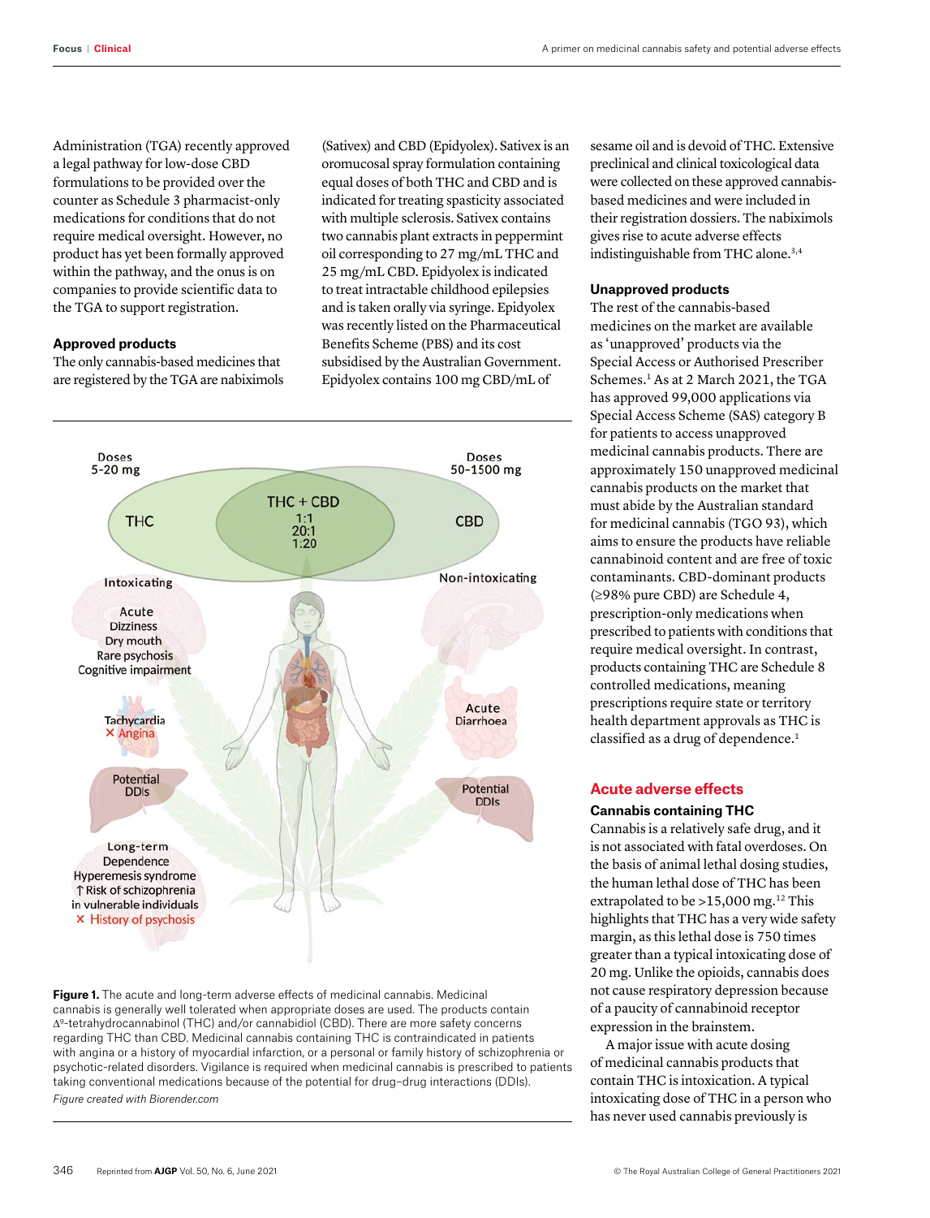Administration (TGA) recently approved a legal pathway for low-dose CBD formulations to be provided over the counter as Schedule 3 pharmacist-only medications for conditions that do not require medical oversight. However, no product has yet been formally approved within the pathway, and the onus is on companies to provide scientific data to the TGA to support registration.

### Approved products

The only cannabis-based medicines that are registered by the TGA are nabiximols (Sativex) and CBD (Epidyolex). Sativex is an oromucosal spray formulation containing equal doses of both THC and CBD and is indicated for treating spasticity associated with multiple sclerosis. Sativex contains two cannabis plant extracts in peppermint oil corresponding to 27 mg/mL THC and 25 mg/mL CBD. Epidyolex is indicated to treat intractable childhood epilepsies and is taken orally via syringe. Epidyolex was recently listed on the Pharmaceutical Benefits Scheme (PBS) and its cost subsidised by the Australian Government. Epidyolex contains 100 mg CBD/mL of sesame oil and is devoid of THC. Extensive preclinical and clinical toxicological data were collected on these approved cannabis-based medicines and were included in their registration dossiers. The nabiximols gives rise to acute adverse effects indistinguishable from THC alone.[3,4]

### Unapproved products

The rest of the cannabis-based medicines on the market are available as 'unapproved' products via the Special Access or Authorised Prescriber Schemes.[1] As at 2 March 2021, the TGA has approved 99,000 applications via Special Access Scheme (SAS) category B for patients to access unapproved medicinal cannabis products. There are approximately 150 unapproved medicinal cannabis products on the market that must abide by the Australian standard for medicinal cannabis (TGO 93), which aims to ensure the products have reliable cannabinoid content and are free of toxic contaminants. CBD-dominant products (≥98% pure CBD) are Schedule 4, prescription-only medications when prescribed to patients with conditions that require medical oversight. In contrast, products containing THC are Schedule 8 controlled medications, meaning prescriptions require state or territory health department approvals as THC is classified as a drug of dependence.[1]

**Figure 1.** The acute and long-term adverse effects of medicinal cannabis. Medicinal cannabis is generally well tolerated when appropriate doses are used. The products contain Δ⁹-tetrahydrocannabinol (THC) and/or cannabidiol (CBD). There are more safety concerns regarding THC than CBD. Medicinal cannabis containing THC is contraindicated in patients with angina or a history of myocardial infarction, or a personal or family history of schizophrenia or psychotic-related disorders. Vigilance is required when medicinal cannabis is prescribed to patients taking conventional medications because of the potential for drug–drug interactions (DDIs).
*Figure created with Biorender.com*

## Acute adverse effects

### Cannabis containing THC

Cannabis is a relatively safe drug, and it is not associated with fatal overdoses. On the basis of animal lethal dosing studies, the human lethal dose of THC has been extrapolated to be >15,000 mg.[12] This highlights that THC has a very wide safety margin, as this lethal dose is 750 times greater than a typical intoxicating dose of 20 mg. Unlike the opioids, cannabis does not cause respiratory depression because of a paucity of cannabinoid receptor expression in the brainstem.

A major issue with acute dosing of medicinal cannabis products that contain THC is intoxication. A typical intoxicating dose of THC in a person who has never used cannabis previously is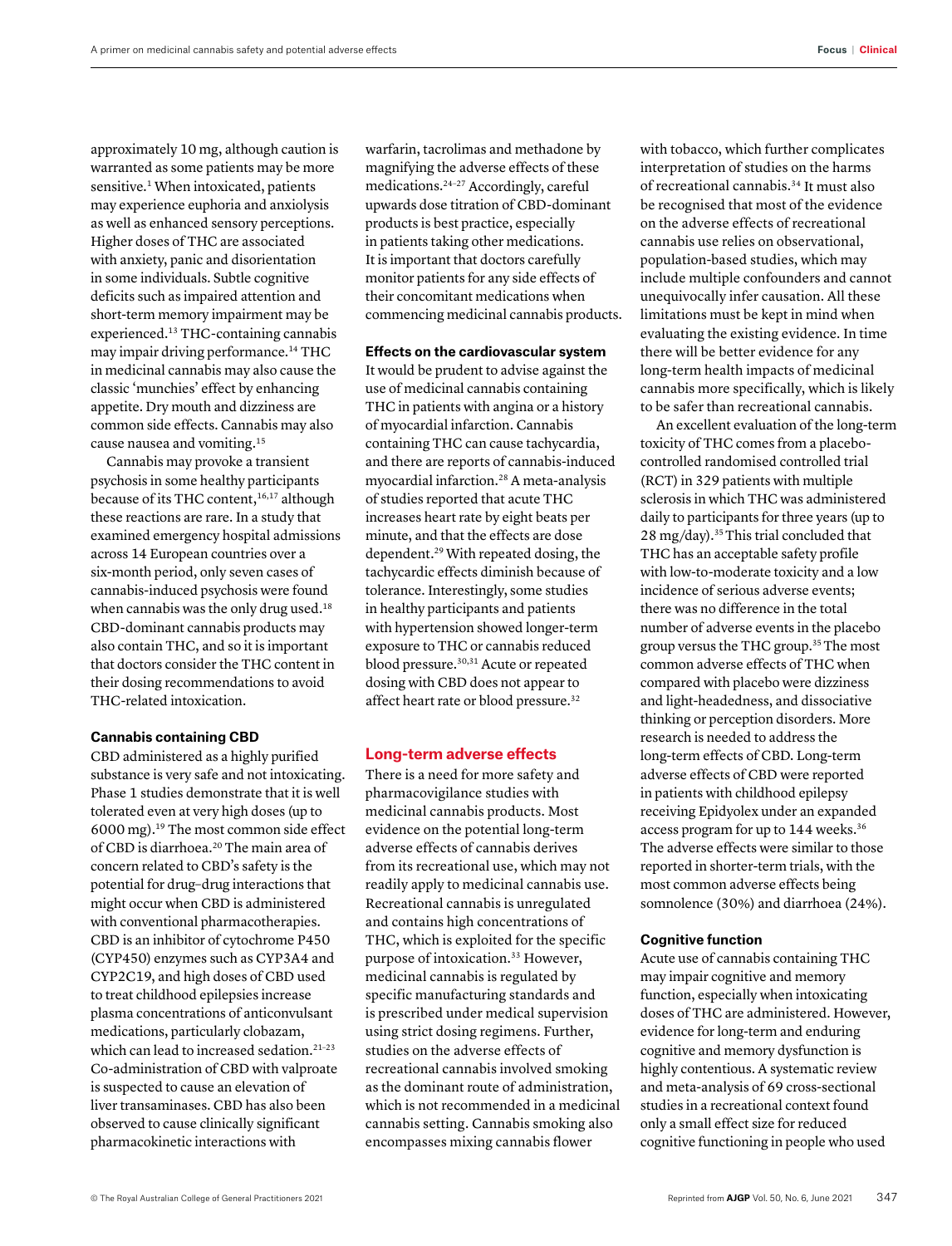approximately 10 mg, although caution is warranted as some patients may be more sensitive.[1] When intoxicated, patients may experience euphoria and anxiolysis as well as enhanced sensory perceptions. Higher doses of THC are associated with anxiety, panic and disorientation in some individuals. Subtle cognitive deficits such as impaired attention and short-term memory impairment may be experienced.[13] THC-containing cannabis may impair driving performance.[14] THC in medicinal cannabis may also cause the classic 'munchies' effect by enhancing appetite. Dry mouth and dizziness are common side effects. Cannabis may also cause nausea and vomiting.[15]

Cannabis may provoke a transient psychosis in some healthy participants because of its THC content,[16,17] although these reactions are rare. In a study that examined emergency hospital admissions across 14 European countries over a six-month period, only seven cases of cannabis-induced psychosis were found when cannabis was the only drug used.[18] CBD-dominant cannabis products may also contain THC, and so it is important that doctors consider the THC content in their dosing recommendations to avoid THC-related intoxication.

### Cannabis containing CBD

CBD administered as a highly purified substance is very safe and not intoxicating. Phase 1 studies demonstrate that it is well tolerated even at very high doses (up to 6000 mg).[19] The most common side effect of CBD is diarrhoea.[20] The main area of concern related to CBD's safety is the potential for drug–drug interactions that might occur when CBD is administered with conventional pharmacotherapies. CBD is an inhibitor of cytochrome P450 (CYP450) enzymes such as CYP3A4 and CYP2C19, and high doses of CBD used to treat childhood epilepsies increase plasma concentrations of anticonvulsant medications, particularly clobazam, which can lead to increased sedation.[21–23] Co-administration of CBD with valproate is suspected to cause an elevation of liver transaminases. CBD has also been observed to cause clinically significant pharmacokinetic interactions with warfarin, tacrolimas and methadone by magnifying the adverse effects of these medications.[24–27] Accordingly, careful upwards dose titration of CBD-dominant products is best practice, especially in patients taking other medications. It is important that doctors carefully monitor patients for any side effects of their concomitant medications when commencing medicinal cannabis products.

### Effects on the cardiovascular system

It would be prudent to advise against the use of medicinal cannabis containing THC in patients with angina or a history of myocardial infarction. Cannabis containing THC can cause tachycardia, and there are reports of cannabis-induced myocardial infarction.[28] A meta-analysis of studies reported that acute THC increases heart rate by eight beats per minute, and that the effects are dose dependent.[29] With repeated dosing, the tachycardic effects diminish because of tolerance. Interestingly, some studies in healthy participants and patients with hypertension showed longer-term exposure to THC or cannabis reduced blood pressure.[30,31] Acute or repeated dosing with CBD does not appear to affect heart rate or blood pressure.[32]

## Long-term adverse effects

There is a need for more safety and pharmacovigilance studies with medicinal cannabis products. Most evidence on the potential long-term adverse effects of cannabis derives from its recreational use, which may not readily apply to medicinal cannabis use. Recreational cannabis is unregulated and contains high concentrations of THC, which is exploited for the specific purpose of intoxication.[33] However, medicinal cannabis is regulated by specific manufacturing standards and is prescribed under medical supervision using strict dosing regimens. Further, studies on the adverse effects of recreational cannabis involved smoking as the dominant route of administration, which is not recommended in a medicinal cannabis setting. Cannabis smoking also encompasses mixing cannabis flower with tobacco, which further complicates interpretation of studies on the harms of recreational cannabis.[34] It must also be recognised that most of the evidence on the adverse effects of recreational cannabis use relies on observational, population-based studies, which may include multiple confounders and cannot unequivocally infer causation. All these limitations must be kept in mind when evaluating the existing evidence. In time there will be better evidence for any long-term health impacts of medicinal cannabis more specifically, which is likely to be safer than recreational cannabis.

An excellent evaluation of the long-term toxicity of THC comes from a placebo-controlled randomised controlled trial (RCT) in 329 patients with multiple sclerosis in which THC was administered daily to participants for three years (up to 28 mg/day).[35] This trial concluded that THC has an acceptable safety profile with low-to-moderate toxicity and a low incidence of serious adverse events; there was no difference in the total number of adverse events in the placebo group versus the THC group.[35] The most common adverse effects of THC when compared with placebo were dizziness and light-headedness, and dissociative thinking or perception disorders. More research is needed to address the long-term effects of CBD. Long-term adverse effects of CBD were reported in patients with childhood epilepsy receiving Epidyolex under an expanded access program for up to 144 weeks.[36] The adverse effects were similar to those reported in shorter-term trials, with the most common adverse effects being somnolence (30%) and diarrhoea (24%).

### Cognitive function

Acute use of cannabis containing THC may impair cognitive and memory function, especially when intoxicating doses of THC are administered. However, evidence for long-term and enduring cognitive and memory dysfunction is highly contentious. A systematic review and meta-analysis of 69 cross-sectional studies in a recreational context found only a small effect size for reduced cognitive functioning in people who used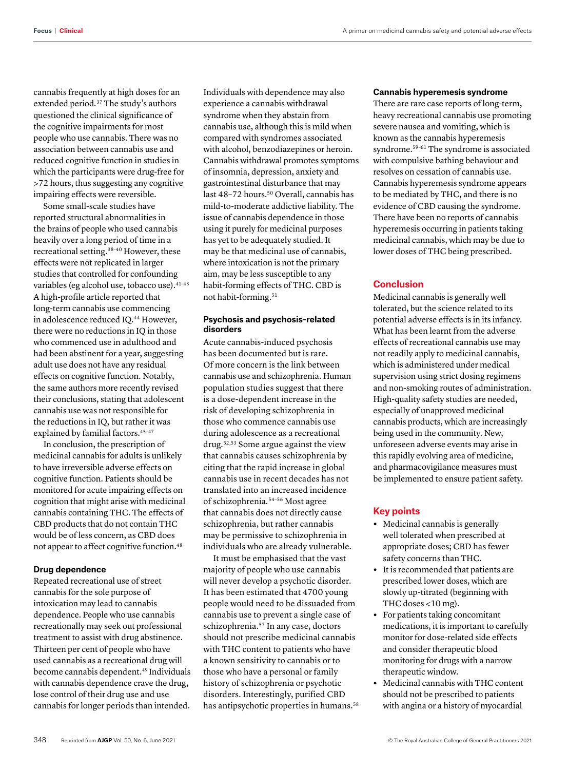cannabis frequently at high doses for an extended period.[37] The study's authors questioned the clinical significance of the cognitive impairments for most people who use cannabis. There was no association between cannabis use and reduced cognitive function in studies in which the participants were drug-free for >72 hours, thus suggesting any cognitive impairing effects were reversible.

Some small-scale studies have reported structural abnormalities in the brains of people who used cannabis heavily over a long period of time in a recreational setting.[38–40] However, these effects were not replicated in larger studies that controlled for confounding variables (eg alcohol use, tobacco use).[41–43] A high-profile article reported that long-term cannabis use commencing in adolescence reduced IQ.[44] However, there were no reductions in IQ in those who commenced use in adulthood and had been abstinent for a year, suggesting adult use does not have any residual effects on cognitive function. Notably, the same authors more recently revised their conclusions, stating that adolescent cannabis use was not responsible for the reductions in IQ, but rather it was explained by familial factors.[45–47]

In conclusion, the prescription of medicinal cannabis for adults is unlikely to have irreversible adverse effects on cognitive function. Patients should be monitored for acute impairing effects on cognition that might arise with medicinal cannabis containing THC. The effects of CBD products that do not contain THC would be of less concern, as CBD does not appear to affect cognitive function.[48]

### Drug dependence

Repeated recreational use of street cannabis for the sole purpose of intoxication may lead to cannabis dependence. People who use cannabis recreationally may seek out professional treatment to assist with drug abstinence. Thirteen per cent of people who have used cannabis as a recreational drug will become cannabis dependent.[49] Individuals with cannabis dependence crave the drug, lose control of their drug use and use cannabis for longer periods than intended. Individuals with dependence may also experience a cannabis withdrawal syndrome when they abstain from cannabis use, although this is mild when compared with syndromes associated with alcohol, benzodiazepines or heroin. Cannabis withdrawal promotes symptoms of insomnia, depression, anxiety and gastrointestinal disturbance that may last 48–72 hours.[50] Overall, cannabis has mild-to-moderate addictive liability. The issue of cannabis dependence in those using it purely for medicinal purposes has yet to be adequately studied. It may be that medicinal use of cannabis, where intoxication is not the primary aim, may be less susceptible to any habit-forming effects of THC. CBD is not habit-forming.[51]

### Psychosis and psychosis-related disorders

Acute cannabis-induced psychosis has been documented but is rare. Of more concern is the link between cannabis use and schizophrenia. Human population studies suggest that there is a dose-dependent increase in the risk of developing schizophrenia in those who commence cannabis use during adolescence as a recreational drug.[52,53] Some argue against the view that cannabis causes schizophrenia by citing that the rapid increase in global cannabis use in recent decades has not translated into an increased incidence of schizophrenia.[54–56] Most agree that cannabis does not directly cause schizophrenia, but rather cannabis may be permissive to schizophrenia in individuals who are already vulnerable.

It must be emphasised that the vast majority of people who use cannabis will never develop a psychotic disorder. It has been estimated that 4700 young people would need to be dissuaded from cannabis use to prevent a single case of schizophrenia.[57] In any case, doctors should not prescribe medicinal cannabis with THC content to patients who have a known sensitivity to cannabis or to those who have a personal or family history of schizophrenia or psychotic disorders. Interestingly, purified CBD has antipsychotic properties in humans.[58]

### Cannabis hyperemesis syndrome

There are rare case reports of long-term, heavy recreational cannabis use promoting severe nausea and vomiting, which is known as the cannabis hyperemesis syndrome.[59–61] The syndrome is associated with compulsive bathing behaviour and resolves on cessation of cannabis use. Cannabis hyperemesis syndrome appears to be mediated by THC, and there is no evidence of CBD causing the syndrome. There have been no reports of cannabis hyperemesis occurring in patients taking medicinal cannabis, which may be due to lower doses of THC being prescribed.

## Conclusion

Medicinal cannabis is generally well tolerated, but the science related to its potential adverse effects is in its infancy. What has been learnt from the adverse effects of recreational cannabis use may not readily apply to medicinal cannabis, which is administered under medical supervision using strict dosing regimens and non-smoking routes of administration. High-quality safety studies are needed, especially of unapproved medicinal cannabis products, which are increasingly being used in the community. New, unforeseen adverse events may arise in this rapidly evolving area of medicine, and pharmacovigilance measures must be implemented to ensure patient safety.

## Key points

- Medicinal cannabis is generally well tolerated when prescribed at appropriate doses; CBD has fewer safety concerns than THC.
- It is recommended that patients are prescribed lower doses, which are slowly up-titrated (beginning with THC doses <10 mg).
- For patients taking concomitant medications, it is important to carefully monitor for dose-related side effects and consider therapeutic blood monitoring for drugs with a narrow therapeutic window.
- Medicinal cannabis with THC content should not be prescribed to patients with angina or a history of myocardial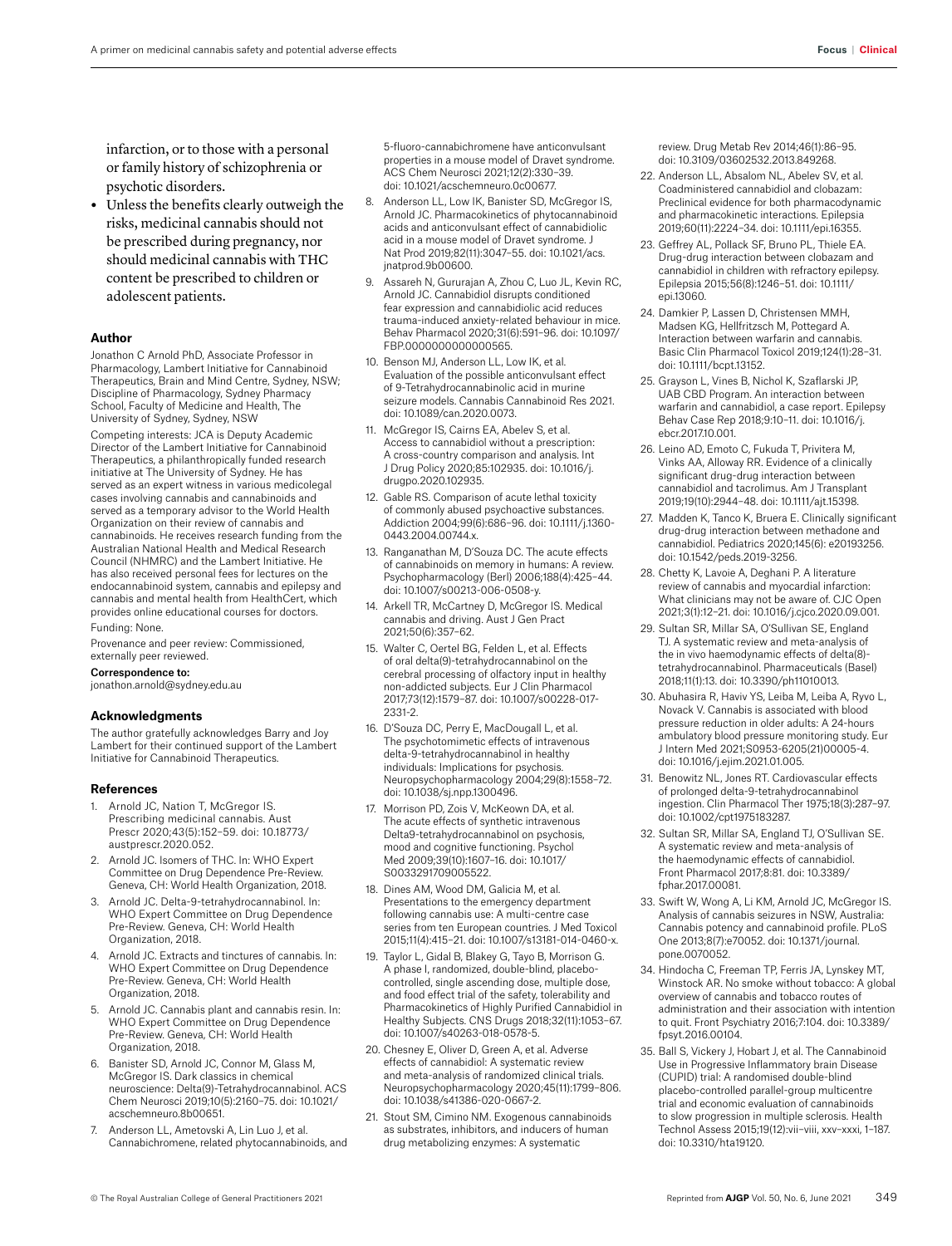infarction, or to those with a personal or family history of schizophrenia or psychotic disorders.

- Unless the benefits clearly outweigh the risks, medicinal cannabis should not be prescribed during pregnancy, nor should medicinal cannabis with THC content be prescribed to children or adolescent patients.

## Author

Jonathon C Arnold PhD, Associate Professor in Pharmacology, Lambert Initiative for Cannabinoid Therapeutics, Brain and Mind Centre, Sydney, NSW; Discipline of Pharmacology, Sydney Pharmacy School, Faculty of Medicine and Health, The University of Sydney, Sydney, NSW

Competing interests: JCA is Deputy Academic Director of the Lambert Initiative for Cannabinoid Therapeutics, a philanthropically funded research initiative at The University of Sydney. He has served as an expert witness in various medicolegal cases involving cannabis and cannabinoids and served as a temporary advisor to the World Health Organization on their review of cannabis and cannabinoids. He receives research funding from the Australian National Health and Medical Research Council (NHMRC) and the Lambert Initiative. He has also received personal fees for lectures on the endocannabinoid system, cannabis and epilepsy and cannabis and mental health from HealthCert, which provides online educational courses for doctors.

Funding: None.

Provenance and peer review: Commissioned, externally peer reviewed.

**Correspondence to:**
jonathon.arnold@sydney.edu.au

## Acknowledgments

The author gratefully acknowledges Barry and Joy Lambert for their continued support of the Lambert Initiative for Cannabinoid Therapeutics.

## References

1. Arnold JC, Nation T, McGregor IS. Prescribing medicinal cannabis. Aust Prescr 2020;43(5):152–59. doi: 10.18773/austprescr.2020.052.
2. Arnold JC. Isomers of THC. In: WHO Expert Committee on Drug Dependence Pre-Review. Geneva, CH: World Health Organization, 2018.
3. Arnold JC. Delta-9-tetrahydrocannabinol. In: WHO Expert Committee on Drug Dependence Pre-Review. Geneva, CH: World Health Organization, 2018.
4. Arnold JC. Extracts and tinctures of cannabis. In: WHO Expert Committee on Drug Dependence Pre-Review. Geneva, CH: World Health Organization, 2018.
5. Arnold JC. Cannabis plant and cannabis resin. In: WHO Expert Committee on Drug Dependence Pre-Review. Geneva, CH: World Health Organization, 2018.
6. Banister SD, Arnold JC, Connor M, Glass M, McGregor IS. Dark classics in chemical neuroscience: Delta(9)-Tetrahydrocannabinol. ACS Chem Neurosci 2019;10(5):2160–75. doi: 10.1021/acschemneuro.8b00651.
7. Anderson LL, Ametovski A, Lin Luo J, et al. Cannabichromene, related phytocannabinoids, and 5-fluoro-cannabichromene have anticonvulsant properties in a mouse model of Dravet syndrome. ACS Chem Neurosci 2021;12(2):330–39. doi: 10.1021/acschemneuro.0c00677.
8. Anderson LL, Low IK, Banister SD, McGregor IS, Arnold JC. Pharmacokinetics of phytocannabinoid acids and anticonvulsant effect of cannabidiolic acid in a mouse model of Dravet syndrome. J Nat Prod 2019;82(11):3047–55. doi: 10.1021/acs.jnatprod.9b00600.
9. Assareh N, Gururajan A, Zhou C, Luo JL, Kevin RC, Arnold JC. Cannabidiol disrupts conditioned fear expression and cannabidiolic acid reduces trauma-induced anxiety-related behaviour in mice. Behav Pharmacol 2020;31(6):591–96. doi: 10.1097/FBP.0000000000000565.
10. Benson MJ, Anderson LL, Low IK, et al. Evaluation of the possible anticonvulsant effect of 9-Tetrahydrocannabinolic acid in murine seizure models. Cannabis Cannabinoid Res 2021. doi: 10.1089/can.2020.0073.
11. McGregor IS, Cairns EA, Abelev S, et al. Access to cannabidiol without a prescription: A cross-country comparison and analysis. Int J Drug Policy 2020;85:102935. doi: 10.1016/j.drugpo.2020.102935.
12. Gable RS. Comparison of acute lethal toxicity of commonly abused psychoactive substances. Addiction 2004;99(6):686–96. doi: 10.1111/j.1360-0443.2004.00744.x.
13. Ranganathan M, D'Souza DC. The acute effects of cannabinoids on memory in humans: A review. Psychopharmacology (Berl) 2006;188(4):425–44. doi: 10.1007/s00213-006-0508-y.
14. Arkell TR, McCartney D, McGregor IS. Medical cannabis and driving. Aust J Gen Pract 2021;50(6):357–62.
15. Walter C, Oertel BG, Felden L, et al. Effects of oral delta(9)-tetrahydrocannabinol on the cerebral processing of olfactory input in healthy non-addicted subjects. Eur J Clin Pharmacol 2017;73(12):1579–87. doi: 10.1007/s00228-017-2331-2.
16. D'Souza DC, Perry E, MacDougall L, et al. The psychotomimetic effects of intravenous delta-9-tetrahydrocannabinol in healthy individuals: Implications for psychosis. Neuropsychopharmacology 2004;29(8):1558–72. doi: 10.1038/sj.npp.1300496.
17. Morrison PD, Zois V, McKeown DA, et al. The acute effects of synthetic intravenous Delta9-tetrahydrocannabinol on psychosis, mood and cognitive functioning. Psychol Med 2009;39(10):1607–16. doi: 10.1017/S0033291709005522.
18. Dines AM, Wood DM, Galicia M, et al. Presentations to the emergency department following cannabis use: A multi-centre case series from ten European countries. J Med Toxicol 2015;11(4):415–21. doi: 10.1007/s13181-014-0460-x.
19. Taylor L, Gidal B, Blakey G, Tayo B, Morrison G. A phase I, randomized, double-blind, placebo-controlled, single ascending dose, multiple dose, and food effect trial of the safety, tolerability and Pharmacokinetics of Highly Purified Cannabidiol in Healthy Subjects. CNS Drugs 2018;32(11):1053–67. doi: 10.1007/s40263-018-0578-5.
20. Chesney E, Oliver D, Green A, et al. Adverse effects of cannabidiol: A systematic review and meta-analysis of randomized clinical trials. Neuropsychopharmacology 2020;45(11):1799–806. doi: 10.1038/s41386-020-0667-2.
21. Stout SM, Cimino NM. Exogenous cannabinoids as substrates, inhibitors, and inducers of human drug metabolizing enzymes: A systematic review. Drug Metab Rev 2014;46(1):86–95. doi: 10.3109/03602532.2013.849268.
22. Anderson LL, Absalom NL, Abelev SV, et al. Coadministered cannabidiol and clobazam: Preclinical evidence for both pharmacodynamic and pharmacokinetic interactions. Epilepsia 2019;60(11):2224–34. doi: 10.1111/epi.16355.
23. Geffrey AL, Pollack SF, Bruno PL, Thiele EA. Drug-drug interaction between clobazam and cannabidiol in children with refractory epilepsy. Epilepsia 2015;56(8):1246–51. doi: 10.1111/epi.13060.
24. Damkier P, Lassen D, Christensen MMH, Madsen KG, Hellfritzsch M, Pottegard A. Interaction between warfarin and cannabis. Basic Clin Pharmacol Toxicol 2019;124(1):28–31. doi: 10.1111/bcpt.13152.
25. Grayson L, Vines B, Nichol K, Szaflarski JP, UAB CBD Program. An interaction between warfarin and cannabidiol, a case report. Epilepsy Behav Case Rep 2018;9:10–11. doi: 10.1016/j.ebcr.2017.10.001.
26. Leino AD, Emoto C, Fukuda T, Privitera M, Vinks AA, Alloway RR. Evidence of a clinically significant drug-drug interaction between cannabidiol and tacrolimus. Am J Transplant 2019;19(10):2944–48. doi: 10.1111/ajt.15398.
27. Madden K, Tanco K, Bruera E. Clinically significant drug-drug interaction between methadone and cannabidiol. Pediatrics 2020;145(6): e20193256. doi: 10.1542/peds.2019-3256.
28. Chetty K, Lavoie A, Deghani P. A literature review of cannabis and myocardial infarction: What clinicians may not be aware of. CJC Open 2021;3(1):12–21. doi: 10.1016/j.cjco.2020.09.001.
29. Sultan SR, Millar SA, O'Sullivan SE, England TJ. A systematic review and meta-analysis of the in vivo haemodynamic effects of delta(8)-tetrahydrocannabinol. Pharmaceuticals (Basel) 2018;11(1):13. doi: 10.3390/ph11010013.
30. Abuhasira R, Haviv YS, Leiba M, Leiba A, Ryvo L, Novack V. Cannabis is associated with blood pressure reduction in older adults: A 24-hours ambulatory blood pressure monitoring study. Eur J Intern Med 2021;S0953-6205(21)00005-4. doi: 10.1016/j.ejim.2021.01.005.
31. Benowitz NL, Jones RT. Cardiovascular effects of prolonged delta-9-tetrahydrocannabinol ingestion. Clin Pharmacol Ther 1975;18(3):287–97. doi: 10.1002/cpt1975183287.
32. Sultan SR, Millar SA, England TJ, O'Sullivan SE. A systematic review and meta-analysis of the haemodynamic effects of cannabidiol. Front Pharmacol 2017;8:81. doi: 10.3389/fphar.2017.00081.
33. Swift W, Wong A, Li KM, Arnold JC, McGregor IS. Analysis of cannabis seizures in NSW, Australia: Cannabis potency and cannabinoid profile. PLoS One 2013;8(7):e70052. doi: 10.1371/journal.pone.0070052.
34. Hindocha C, Freeman TP, Ferris JA, Lynskey MT, Winstock AR. No smoke without tobacco: A global overview of cannabis and tobacco routes of administration and their association with intention to quit. Front Psychiatry 2016;7:104. doi: 10.3389/fpsyt.2016.00104.
35. Ball S, Vickery J, Hobart J, et al. The Cannabinoid Use in Progressive Inflammatory brain Disease (CUPID) trial: A randomised double-blind placebo-controlled parallel-group multicentre trial and economic evaluation of cannabinoids to slow progression in multiple sclerosis. Health Technol Assess 2015;19(12):vii–viii, xxv–xxxi, 1–187. doi: 10.3310/hta19120.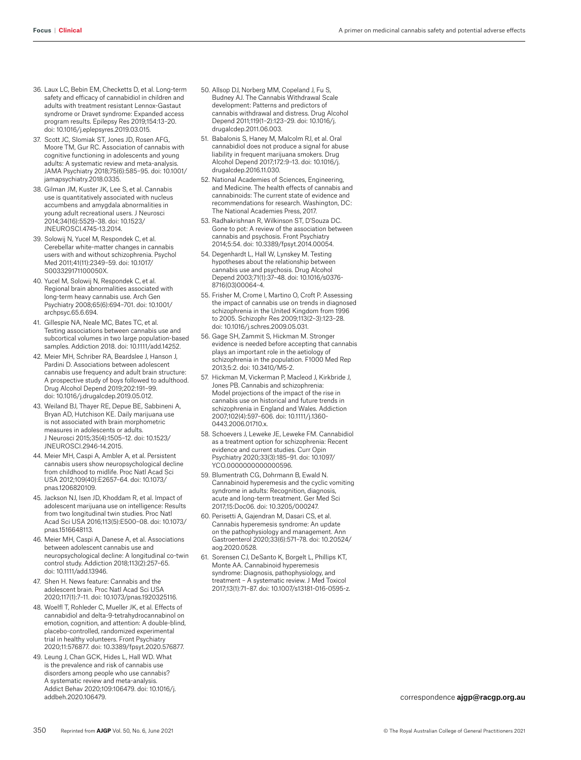36. Laux LC, Bebin EM, Checketts D, et al. Long-term safety and efficacy of cannabidiol in children and adults with treatment resistant Lennox-Gastaut syndrome or Dravet syndrome: Expanded access program results. Epilepsy Res 2019;154:13–20. doi: 10.1016/j.eplepsyres.2019.03.015.
37. Scott JC, Slomiak ST, Jones JD, Rosen AFG, Moore TM, Gur RC. Association of cannabis with cognitive functioning in adolescents and young adults: A systematic review and meta-analysis. JAMA Psychiatry 2018;75(6):585–95. doi: 10.1001/jamapsychiatry.2018.0335.
38. Gilman JM, Kuster JK, Lee S, et al. Cannabis use is quantitatively associated with nucleus accumbens and amygdala abnormalities in young adult recreational users. J Neurosci 2014;34(16):5529–38. doi: 10.1523/JNEUROSCI.4745-13.2014.
39. Solowij N, Yucel M, Respondek C, et al. Cerebellar white-matter changes in cannabis users with and without schizophrenia. Psychol Med 2011;41(11):2349–59. doi: 10.1017/S003329171100050X.
40. Yucel M, Solowij N, Respondek C, et al. Regional brain abnormalities associated with long-term heavy cannabis use. Arch Gen Psychiatry 2008;65(6):694–701. doi: 10.1001/archpsyc.65.6.694.
41. Gillespie NA, Neale MC, Bates TC, et al. Testing associations between cannabis use and subcortical volumes in two large population-based samples. Addiction 2018. doi: 10.1111/add.14252.
42. Meier MH, Schriber RA, Beardslee J, Hanson J, Pardini D. Associations between adolescent cannabis use frequency and adult brain structure: A prospective study of boys followed to adulthood. Drug Alcohol Depend 2019;202:191–99. doi: 10.1016/j.drugalcdep.2019.05.012.
43. Weiland BJ, Thayer RE, Depue BE, Sabbineni A, Bryan AD, Hutchison KE. Daily marijuana use is not associated with brain morphometric measures in adolescents or adults. J Neurosci 2015;35(4):1505–12. doi: 10.1523/JNEUROSCI.2946-14.2015.
44. Meier MH, Caspi A, Ambler A, et al. Persistent cannabis users show neuropsychological decline from childhood to midlife. Proc Natl Acad Sci USA 2012;109(40):E2657–64. doi: 10.1073/pnas.1206820109.
45. Jackson NJ, Isen JD, Khoddam R, et al. Impact of adolescent marijuana use on intelligence: Results from two longitudinal twin studies. Proc Natl Acad Sci USA 2016;113(5):E500–08. doi: 10.1073/pnas.1516648113.
46. Meier MH, Caspi A, Danese A, et al. Associations between adolescent cannabis use and neuropsychological decline: A longitudinal co-twin control study. Addiction 2018;113(2):257–65. doi: 10.1111/add.13946.
47. Shen H. News feature: Cannabis and the adolescent brain. Proc Natl Acad Sci USA 2020;117(1):7–11. doi: 10.1073/pnas.1920325116.
48. Woelfl T, Rohleder C, Mueller JK, et al. Effects of cannabidiol and delta-9-tetrahydrocannabinol on emotion, cognition, and attention: A double-blind, placebo-controlled, randomized experimental trial in healthy volunteers. Front Psychiatry 2020;11:576877. doi: 10.3389/fpsyt.2020.576877.
49. Leung J, Chan GCK, Hides L, Hall WD. What is the prevalence and risk of cannabis use disorders among people who use cannabis? A systematic review and meta-analysis. Addict Behav 2020;109:106479. doi: 10.1016/j.addbeh.2020.106479.
50. Allsop DJ, Norberg MM, Copeland J, Fu S, Budney AJ. The Cannabis Withdrawal Scale development: Patterns and predictors of cannabis withdrawal and distress. Drug Alcohol Depend 2011;119(1–2):123–29. doi: 10.1016/j.drugalcdep.2011.06.003.
51. Babalonis S, Haney M, Malcolm RJ, et al. Oral cannabidiol does not produce a signal for abuse liability in frequent marijuana smokers. Drug Alcohol Depend 2017;172:9–13. doi: 10.1016/j.drugalcdep.2016.11.030.
52. National Academies of Sciences, Engineering, and Medicine. The health effects of cannabis and cannabinoids: The current state of evidence and recommendations for research. Washington, DC: The National Academies Press, 2017.
53. Radhakrishnan R, Wilkinson ST, D'Souza DC. Gone to pot: A review of the association between cannabis and psychosis. Front Psychiatry 2014;5:54. doi: 10.3389/fpsyt.2014.00054.
54. Degenhardt L, Hall W, Lynskey M. Testing hypotheses about the relationship between cannabis use and psychosis. Drug Alcohol Depend 2003;71(1):37–48. doi: 10.1016/s0376-8716(03)00064-4.
55. Frisher M, Crome I, Martino O, Croft P. Assessing the impact of cannabis use on trends in diagnosed schizophrenia in the United Kingdom from 1996 to 2005. Schizophr Res 2009;113(2–3):123–28. doi: 10.1016/j.schres.2009.05.031.
56. Gage SH, Zammit S, Hickman M. Stronger evidence is needed before accepting that cannabis plays an important role in the aetiology of schizophrenia in the population. F1000 Med Rep 2013;5:2. doi: 10.3410/M5-2.
57. Hickman M, Vickerman P, Macleod J, Kirkbride J, Jones PB. Cannabis and schizophrenia: Model projections of the impact of the rise in cannabis use on historical and future trends in schizophrenia in England and Wales. Addiction 2007;102(4):597–606. doi: 10.1111/j.1360-0443.2006.01710.x.
58. Schoevers J, Leweke JE, Leweke FM. Cannabidiol as a treatment option for schizophrenia: Recent evidence and current studies. Curr Opin Psychiatry 2020;33(3):185–91. doi: 10.1097/YCO.0000000000000596.
59. Blumentrath CG, Dohrmann B, Ewald N. Cannabinoid hyperemesis and the cyclic vomiting syndrome in adults: Recognition, diagnosis, acute and long-term treatment. Ger Med Sci 2017;15:Doc06. doi: 10.3205/000247.
60. Perisetti A, Gajendran M, Dasari CS, et al. Cannabis hyperemesis syndrome: An update on the pathophysiology and management. Ann Gastroenterol 2020;33(6):571–78. doi: 10.20524/aog.2020.0528.
61. Sorensen CJ, DeSanto K, Borgelt L, Phillips KT, Monte AA. Cannabinoid hyperemesis syndrome: Diagnosis, pathophysiology, and treatment – A systematic review. J Med Toxicol 2017;13(1):71–87. doi: 10.1007/s13181-016-0595-z.

correspondence **ajgp@racgp.org.au**